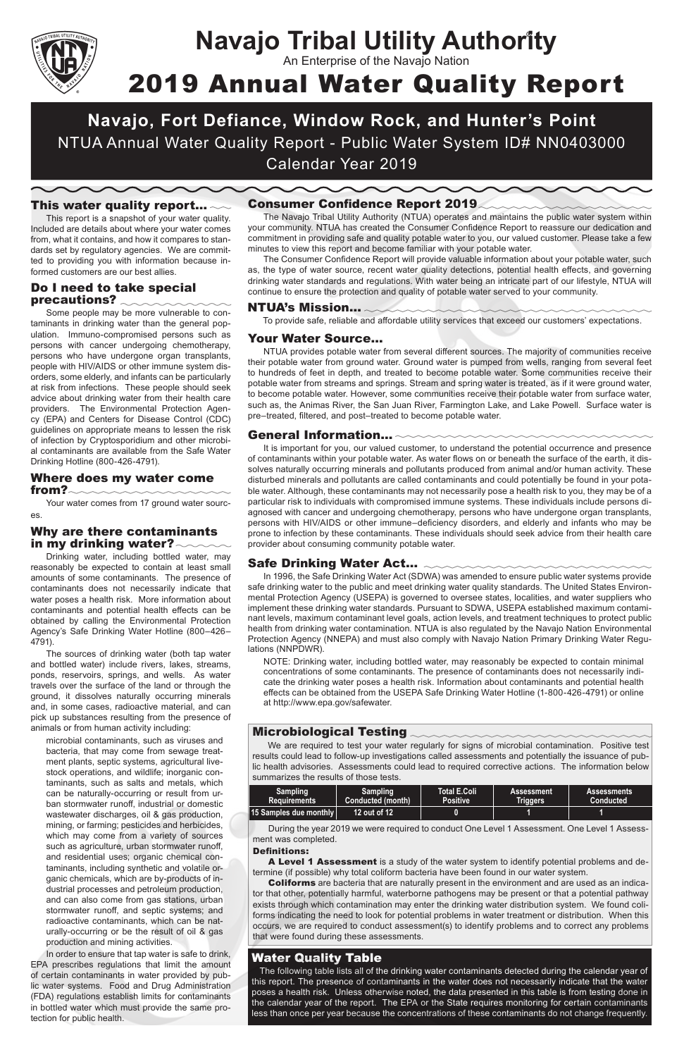# Navajo Tribal Utility Authority

An Enterprise of the Navajo Nation

# 2019 Annual Water Quality Report

## Navajo, Fort Defiance, Window Rock, and Hunter's Point

NTUA Annual Water Quality Report - Public Water System ID# NN0403000

Calendar Year 2019

### This water quality report...

This report is a snapshot of your water quality. Included are details about where your water comes from, what it contains, and how it compares to standards set by regulatory agencies. We are committed to providing you with information because informed customers are our best allies.

### Do I need to take special precautions?

Some people may be more vulnerable to contaminants in drinking water than the general population. Immuno-compromised persons such as persons with cancer undergoing chemotherapy, persons who have undergone organ transplants, people with HIV/AIDS or other immune system disorders, some elderly, and infants can be particularly at risk from infections. These people should seek advice about drinking water from their health care providers. The Environmental Protection Agency (EPA) and Centers for Disease Control (CDC) guidelines on appropriate means to lessen the risk of infection by Cryptosporidium and other microbial contaminants are available from the Safe Water Drinking Hotline (800-426-4791).

### Where does my water come from?

Your water comes from 17 ground water sources.

### Why are there contaminants in my drinking water?

Drinking water, including bottled water, may reasonably be expected to contain at least small amounts of some contaminants. The presence of contaminants does not necessarily indicate that water poses a health risk. More information about contaminants and potential health effects can be obtained by calling the Environmental Protection Agency's Safe Drinking Water Hotline (800–426–4791).

The sources of drinking water (both tap water and bottled water) include rivers, lakes, streams, ponds, reservoirs, springs, and wells. As water travels over the surface of the land or through the ground, it dissolves naturally occurring minerals and, in some cases, radioactive material, and can pick up substances resulting from the presence of animals or from human activity including:

microbial contaminants, such as viruses and bacteria, that may come from sewage treatment plants, septic systems, agricultural livestock operations, and wildlife; inorganic contaminants, such as salts and metals, which can be naturally-occurring or result from urban stormwater runoff, industrial or domestic wastewater discharges, oil & gas production, mining, or farming; pesticides and herbicides, which may come from a variety of sources such as agriculture, urban stormwater runoff, and residential uses; organic chemical contaminants, including synthetic and volatile organic chemicals, which are by-products of industrial processes and petroleum production, and can also come from gas stations, urban stormwater runoff, and septic systems; and radioactive contaminants, which can be naturally-occurring or be the result of oil & gas production and mining activities.

In order to ensure that tap water is safe to drink, EPA prescribes regulations that limit the amount of certain contaminants in water provided by public water systems. Food and Drug Administration (FDA) regulations establish limits for contaminants in bottled water which must provide the same protection for public health.

### Consumer Confidence Report 2019

The Navajo Tribal Utility Authority (NTUA) operates and maintains the public water system within your community. NTUA has created the Consumer Confidence Report to reassure our dedication and commitment in providing safe and quality potable water to you, our valued customer. Please take a few minutes to view this report and become familiar with your potable water.

The Consumer Confidence Report will provide valuable information about your potable water, such as, the type of water source, recent water quality detections, potential health effects, and governing drinking water standards and regulations. With water being an intricate part of our lifestyle, NTUA will continue to ensure the protection and quality of potable water served to your community.

### NTUA's Mission...

To provide safe, reliable and affordable utility services that exceed our customers' expectations.

### Your Water Source...

NTUA provides potable water from several different sources. The majority of communities receive their potable water from ground water. Ground water is pumped from wells, ranging from several feet to hundreds of feet in depth, and treated to become potable water. Some communities receive their potable water from streams and springs. Stream and spring water is treated, as if it were ground water, to become potable water. However, some communities receive their potable water from surface water, such as, the Animas River, the San Juan River, Farmington Lake, and Lake Powell. Surface water is pre–treated, filtered, and post–treated to become potable water.

### General Information...

It is important for you, our valued customer, to understand the potential occurrence and presence of contaminants within your potable water. As water flows on or beneath the surface of the earth, it dissolves naturally occurring minerals and pollutants produced from animal and/or human activity. These disturbed minerals and pollutants are called contaminants and could potentially be found in your potable water. Although, these contaminants may not necessarily pose a health risk to you, they may be of a particular risk to individuals with compromised immune systems. These individuals include persons diagnosed with cancer and undergoing chemotherapy, persons who have undergone organ transplants, persons with HIV/AIDS or other immune–deficiency disorders, and elderly and infants who may be prone to infection by these contaminants. These individuals should seek advice from their health care provider about consuming community potable water.

### Safe Drinking Water Act...

In 1996, the Safe Drinking Water Act (SDWA) was amended to ensure public water systems provide safe drinking water to the public and meet drinking water quality standards. The United States Environmental Protection Agency (USEPA) is governed to oversee states, localities, and water suppliers who implement these drinking water standards. Pursuant to SDWA, USEPA established maximum contaminant levels, maximum contaminant level goals, action levels, and treatment techniques to protect public health from drinking water contamination. NTUA is also regulated by the Navajo Nation Environmental Protection Agency (NNEPA) and must also comply with Navajo Nation Primary Drinking Water Regulations (NNPDWR).

NOTE: Drinking water, including bottled water, may reasonably be expected to contain minimal concentrations of some contaminants. The presence of contaminants does not necessarily indicate the drinking water poses a health risk. Information about contaminants and potential health effects can be obtained from the USEPA Safe Drinking Water Hotline (1-800-426-4791) or online at http://www.epa.gov/safewater.

### Microbiological Testing

We are required to test your water regularly for signs of microbial contamination. Positive test results could lead to follow-up investigations called assessments and potentially the issuance of public health advisories. Assessments could lead to required corrective actions. The information below summarizes the results of those tests.

| Sampling Requirements | Sampling Conducted (month) | Total E.Coli Positive | Assessment Triggers | Assessments Conducted |
|---|---|---|---|---|
| 15 Samples due monthly | 12 out of 12 | 0 | 1 | 1 |

During the year 2019 we were required to conduct One Level 1 Assessment. One Level 1 Assessment was completed.

**Definitions:**

**A Level 1 Assessment** is a study of the water system to identify potential problems and determine (if possible) why total coliform bacteria have been found in our water system.

**Coliforms** are bacteria that are naturally present in the environment and are used as an indicator that other, potentially harmful, waterborne pathogens may be present or that a potential pathway exists through which contamination may enter the drinking water distribution system. We found coliforms indicating the need to look for potential problems in water treatment or distribution. When this occurs, we are required to conduct assessment(s) to identify problems and to correct any problems that were found during these assessments.

### Water Quality Table

The following table lists all of the drinking water contaminants detected during the calendar year of this report. The presence of contaminants in the water does not necessarily indicate that the water poses a health risk. Unless otherwise noted, the data presented in this table is from testing done in the calendar year of the report. The EPA or the State requires monitoring for certain contaminants less than once per year because the concentrations of these contaminants do not change frequently.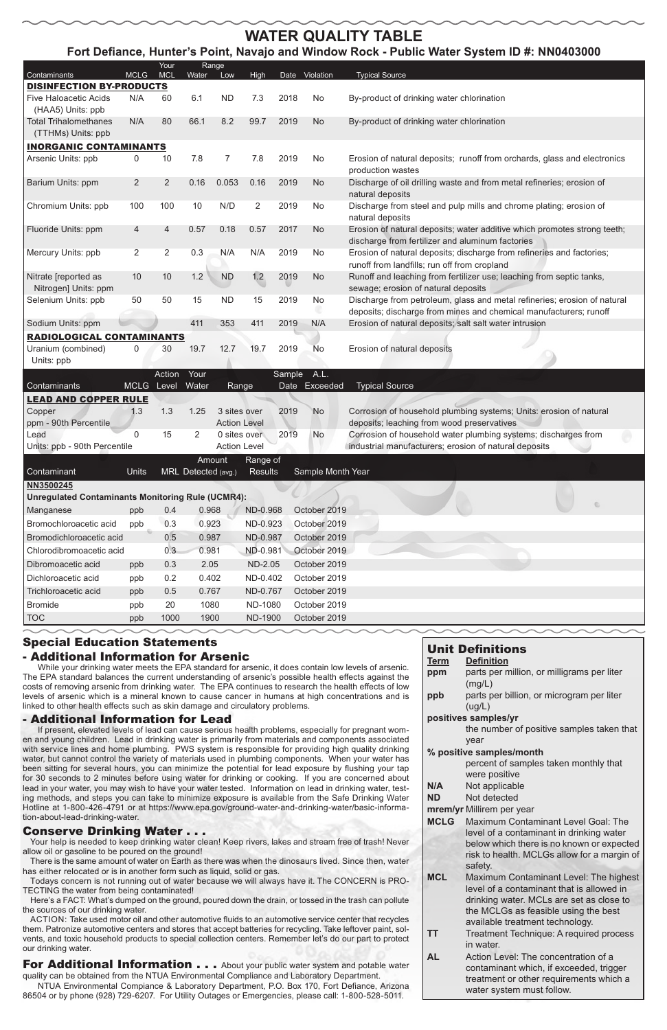# WATER QUALITY TABLE

## Fort Defiance, Hunter's Point, Navajo and Window Rock - Public Water System ID #: NN0403000

| Contaminants | MCLG | Your MCL | Water | Range Low | High | Date | Violation | Typical Source |
|---|---|---|---|---|---|---|---|---|
| **DISINFECTION BY-PRODUCTS** | | | | | | | | |
| Five Haloacetic Acids (HAA5) Units: ppb | N/A | 60 | 6.1 | ND | 7.3 | 2018 | No | By-product of drinking water chlorination |
| Total Trihalomethanes (TTHMs) Units: ppb | N/A | 80 | 66.1 | 8.2 | 99.7 | 2019 | No | By-product of drinking water chlorination |
| **INORGANIC CONTAMINANTS** | | | | | | | | |
| Arsenic Units: ppb | 0 | 10 | 7.8 | 7 | 7.8 | 2019 | No | Erosion of natural deposits; runoff from orchards, glass and electronics production wastes |
| Barium Units: ppm | 2 | 2 | 0.16 | 0.053 | 0.16 | 2019 | No | Discharge of oil drilling waste and from metal refineries; erosion of natural deposits |
| Chromium Units: ppb | 100 | 100 | 10 | N/D | 2 | 2019 | No | Discharge from steel and pulp mills and chrome plating; erosion of natural deposits |
| Fluoride Units: ppm | 4 | 4 | 0.57 | 0.18 | 0.57 | 2017 | No | Erosion of natural deposits; water additive which promotes strong teeth; discharge from fertilizer and aluminum factories |
| Mercury Units: ppb | 2 | 2 | 0.3 | N/A | N/A | 2019 | No | Erosion of natural deposits; discharge from refineries and factories; runoff from landfills; run off from cropland |
| Nitrate [reported as Nitrogen] Units: ppm | 10 | 10 | 1.2 | ND | 1.2 | 2019 | No | Runoff and leaching from fertilizer use; leaching from septic tanks, sewage; erosion of natural deposits |
| Selenium Units: ppb | 50 | 50 | 15 | ND | 15 | 2019 | No | Discharge from petroleum, glass and metal refineries; erosion of natural deposits; discharge from mines and chemical manufacturers; runoff |
| Sodium Units: ppm | | | 411 | 353 | 411 | 2019 | N/A | Erosion of natural deposits; salt salt water intrusion |
| **RADIOLOGICAL CONTAMINANTS** | | | | | | | | |
| Uranium (combined) Units: ppb | 0 | 30 | 19.7 | 12.7 | 19.7 | 2019 | No | Erosion of natural deposits |

| Contaminants | MCLG | Action Level | Your Water | Range | Sample Date | A.L. Exceeded | Typical Source |
|---|---|---|---|---|---|---|---|
| **LEAD AND COPPER RULE** | | | | | | | |
| Copper ppm - 90th Percentile | 1.3 | 1.3 | 1.25 | 3 sites over Action Level | 2019 | No | Corrosion of household plumbing systems; Units: erosion of natural deposits; leaching from wood preservatives |
| Lead Units: ppb - 90th Percentile | 0 | 15 | 2 | 0 sites over Action Level | 2019 | No | Corrosion of household water plumbing systems; discharges from industrial manufacturers; erosion of natural deposits |

| Contaminant | Units | MRL | Amount Detected (avg.) | Range of Results | Sample Month Year |
|---|---|---|---|---|---|
| **NN3500245** | | | | | |
| **Unregulated Contaminants Monitoring Rule (UCMR4):** | | | | | |
| Manganese | ppb | 0.4 | 0.968 | ND-0.968 | October 2019 |
| Bromochloroacetic acid | ppb | 0.3 | 0.923 | ND-0.923 | October 2019 |
| Bromodichloroacetic acid | | 0.5 | 0.987 | ND-0.987 | October 2019 |
| Chlorodibromoacetic acid | | 0.3 | 0.981 | ND-0.981 | October 2019 |
| Dibromoacetic acid | ppb | 0.3 | 2.05 | ND-2.05 | October 2019 |
| Dichloroacetic acid | ppb | 0.2 | 0.402 | ND-0.402 | October 2019 |
| Trichloroacetic acid | ppb | 0.5 | 0.767 | ND-0.767 | October 2019 |
| Bromide | ppb | 20 | 1080 | ND-1080 | October 2019 |
| TOC | ppb | 1000 | 1900 | ND-1900 | October 2019 |

## Special Education Statements

### - Additional Information for Arsenic

While your drinking water meets the EPA standard for arsenic, it does contain low levels of arsenic. The EPA standard balances the current understanding of arsenic's possible health effects against the costs of removing arsenic from drinking water. The EPA continues to research the health effects of low levels of arsenic which is a mineral known to cause cancer in humans at high concentrations and is linked to other health effects such as skin damage and circulatory problems.

### - Additional Information for Lead

If present, elevated levels of lead can cause serious health problems, especially for pregnant women and young children. Lead in drinking water is primarily from materials and components associated with service lines and home plumbing. PWS system is responsible for providing high quality drinking water, but cannot control the variety of materials used in plumbing components. When your water has been sitting for several hours, you can minimize the potential for lead exposure by flushing your tap for 30 seconds to 2 minutes before using water for drinking or cooking. If you are concerned about lead in your water, you may wish to have your water tested. Information on lead in drinking water, testing methods, and steps you can take to minimize exposure is available from the Safe Drinking Water Hotline at 1-800-426-4791 or at https://www.epa.gov/ground-water-and-drinking-water/basic-information-about-lead-drinking-water.

### Conserve Drinking Water . . .

Your help is needed to keep drinking water clean! Keep rivers, lakes and stream free of trash! Never allow oil or gasoline to be poured on the ground!

There is the same amount of water on Earth as there was when the dinosaurs lived. Since then, water has either relocated or is in another form such as liquid, solid or gas.

Todays concern is not running out of water because we will always have it. The CONCERN is PROTECTING the water from being contaminated!

Here's a FACT: What's dumped on the ground, poured down the drain, or tossed in the trash can pollute the sources of our drinking water.

ACTION: Take used motor oil and other automotive fluids to an automotive service center that recycles them. Patronize automotive centers and stores that accept batteries for recycling. Take leftover paint, solvents, and toxic household products to special collection centers. Remember let's do our part to protect our drinking water.

### For Additional Information . . .

About your public water system and potable water quality can be obtained from the NTUA Environmental Compliance and Laboratory Department.

NTUA Environmental Compiance & Laboratory Department, P.O. Box 170, Fort Defiance, Arizona 86504 or by phone (928) 729-6207. For Utility Outages or Emergencies, please call: 1-800-528-5011.

## Unit Definitions

| Term | Definition |
|---|---|
| ppm | parts per million, or milligrams per liter (mg/L) |
| ppb | parts per billion, or microgram per liter (ug/L) |
| positives samples/yr | the number of positive samples taken that year |
| % positive samples/month | percent of samples taken monthly that were positive |
| N/A | Not applicable |
| ND | Not detected |
| mrem/yr | Millirem per year |
| MCLG | Maximum Contaminant Level Goal: The level of a contaminant in drinking water below which there is no known or expected risk to health. MCLGs allow for a margin of safety. |
| MCL | Maximum Contaminant Level: The highest level of a contaminant that is allowed in drinking water. MCLs are set as close to the MCLGs as feasible using the best available treatment technology. |
| TT | Treatment Technique: A required process in water. |
| AL | Action Level: The concentration of a contaminant which, if exceeded, trigger treatment or other requirements which a water system must follow. |